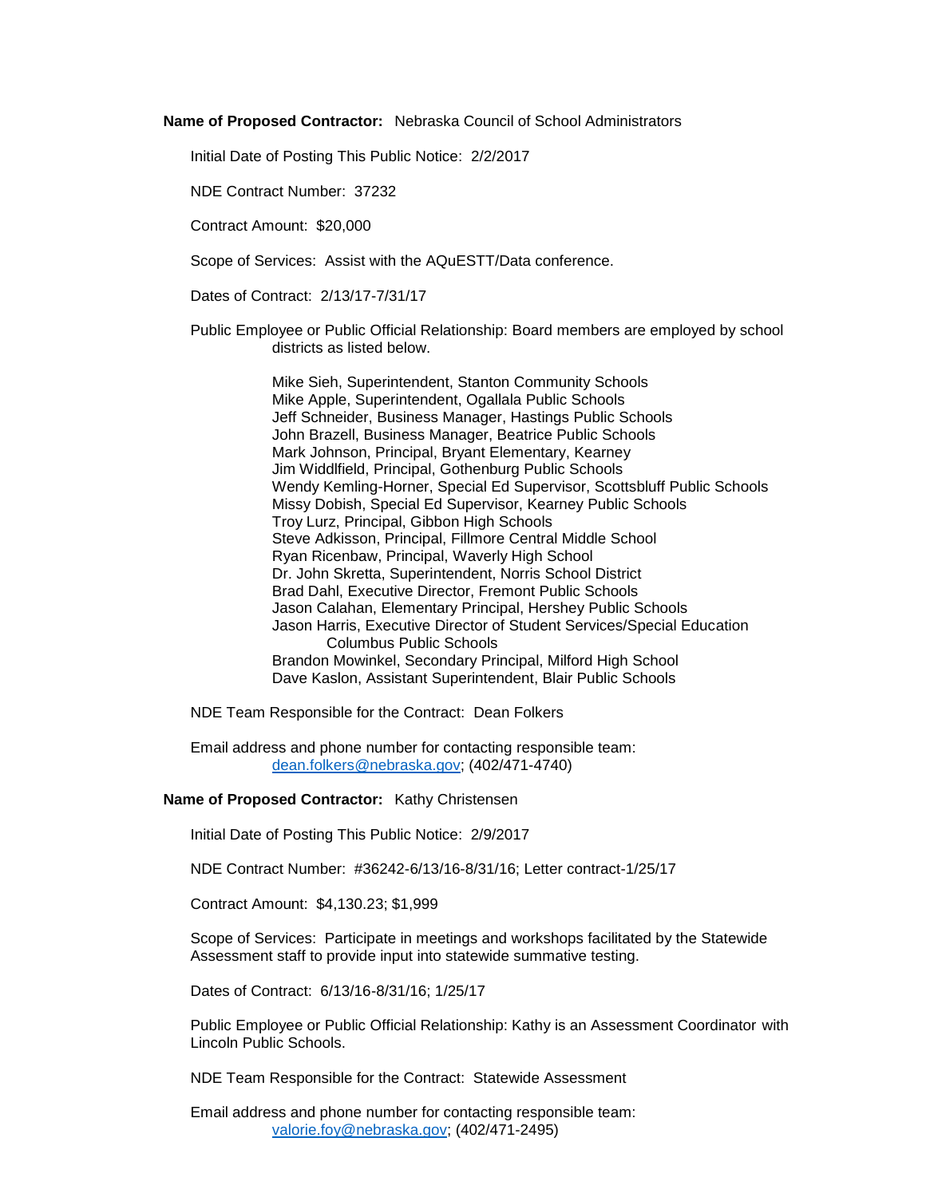**Name of Proposed Contractor:** Nebraska Council of School Administrators

Initial Date of Posting This Public Notice: 2/2/2017

NDE Contract Number: 37232

Contract Amount: $20,000

Scope of Services: Assist with the AQuESTT/Data conference.

Dates of Contract: 2/13/17-7/31/17

Public Employee or Public Official Relationship: Board members are employed by school districts as listed below.

Mike Sieh, Superintendent, Stanton Community Schools
Mike Apple, Superintendent, Ogallala Public Schools
Jeff Schneider, Business Manager, Hastings Public Schools
John Brazell, Business Manager, Beatrice Public Schools
Mark Johnson, Principal, Bryant Elementary, Kearney
Jim Widdlfield, Principal, Gothenburg Public Schools
Wendy Kemling-Horner, Special Ed Supervisor, Scottsbluff Public Schools
Missy Dobish, Special Ed Supervisor, Kearney Public Schools
Troy Lurz, Principal, Gibbon High Schools
Steve Adkisson, Principal, Fillmore Central Middle School
Ryan Ricenbaw, Principal, Waverly High School
Dr. John Skretta, Superintendent, Norris School District
Brad Dahl, Executive Director, Fremont Public Schools
Jason Calahan, Elementary Principal, Hershey Public Schools
Jason Harris, Executive Director of Student Services/Special Education Columbus Public Schools
Brandon Mowinkel, Secondary Principal, Milford High School
Dave Kaslon, Assistant Superintendent, Blair Public Schools

NDE Team Responsible for the Contract: Dean Folkers

Email address and phone number for contacting responsible team:
dean.folkers@nebraska.gov; (402/471-4740)

**Name of Proposed Contractor:** Kathy Christensen

Initial Date of Posting This Public Notice: 2/9/2017

NDE Contract Number: #36242-6/13/16-8/31/16; Letter contract-1/25/17

Contract Amount: $4,130.23; $1,999

Scope of Services: Participate in meetings and workshops facilitated by the Statewide Assessment staff to provide input into statewide summative testing.

Dates of Contract: 6/13/16-8/31/16; 1/25/17

Public Employee or Public Official Relationship: Kathy is an Assessment Coordinator with Lincoln Public Schools.

NDE Team Responsible for the Contract: Statewide Assessment

Email address and phone number for contacting responsible team:
valorie.foy@nebraska.gov; (402/471-2495)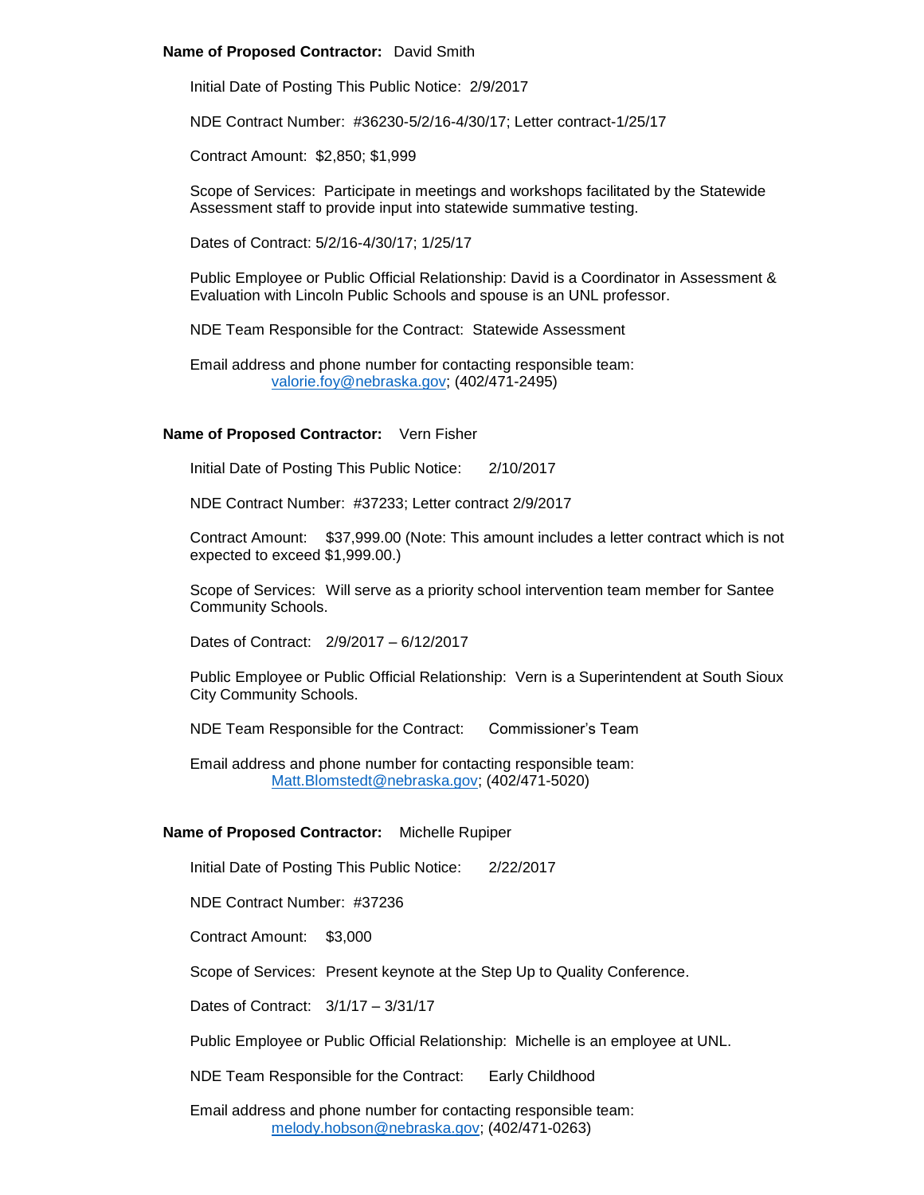**Name of Proposed Contractor:** David Smith

Initial Date of Posting This Public Notice: 2/9/2017

NDE Contract Number: #36230-5/2/16-4/30/17; Letter contract-1/25/17

Contract Amount: $2,850; $1,999

Scope of Services: Participate in meetings and workshops facilitated by the Statewide Assessment staff to provide input into statewide summative testing.

Dates of Contract: 5/2/16-4/30/17; 1/25/17

Public Employee or Public Official Relationship: David is a Coordinator in Assessment & Evaluation with Lincoln Public Schools and spouse is an UNL professor.

NDE Team Responsible for the Contract: Statewide Assessment

Email address and phone number for contacting responsible team:
[valorie.foy@nebraska.gov](mailto:valorie.foy@nebraska.gov); (402/471-2495)

**Name of Proposed Contractor:** Vern Fisher

Initial Date of Posting This Public Notice: 2/10/2017

NDE Contract Number: #37233; Letter contract 2/9/2017

Contract Amount: $37,999.00 (Note: This amount includes a letter contract which is not expected to exceed $1,999.00.)

Scope of Services: Will serve as a priority school intervention team member for Santee Community Schools.

Dates of Contract: 2/9/2017 – 6/12/2017

Public Employee or Public Official Relationship: Vern is a Superintendent at South Sioux City Community Schools.

NDE Team Responsible for the Contract: Commissioner's Team

Email address and phone number for contacting responsible team:
[Matt.Blomstedt@nebraska.gov](mailto:Matt.Blomstedt@nebraska.gov); (402/471-5020)

**Name of Proposed Contractor:** Michelle Rupiper

Initial Date of Posting This Public Notice: 2/22/2017

NDE Contract Number: #37236

Contract Amount: $3,000

Scope of Services: Present keynote at the Step Up to Quality Conference.

Dates of Contract: 3/1/17 – 3/31/17

Public Employee or Public Official Relationship: Michelle is an employee at UNL.

NDE Team Responsible for the Contract: Early Childhood

Email address and phone number for contacting responsible team:
[melody.hobson@nebraska.gov](mailto:melody.hobson@nebraska.gov); (402/471-0263)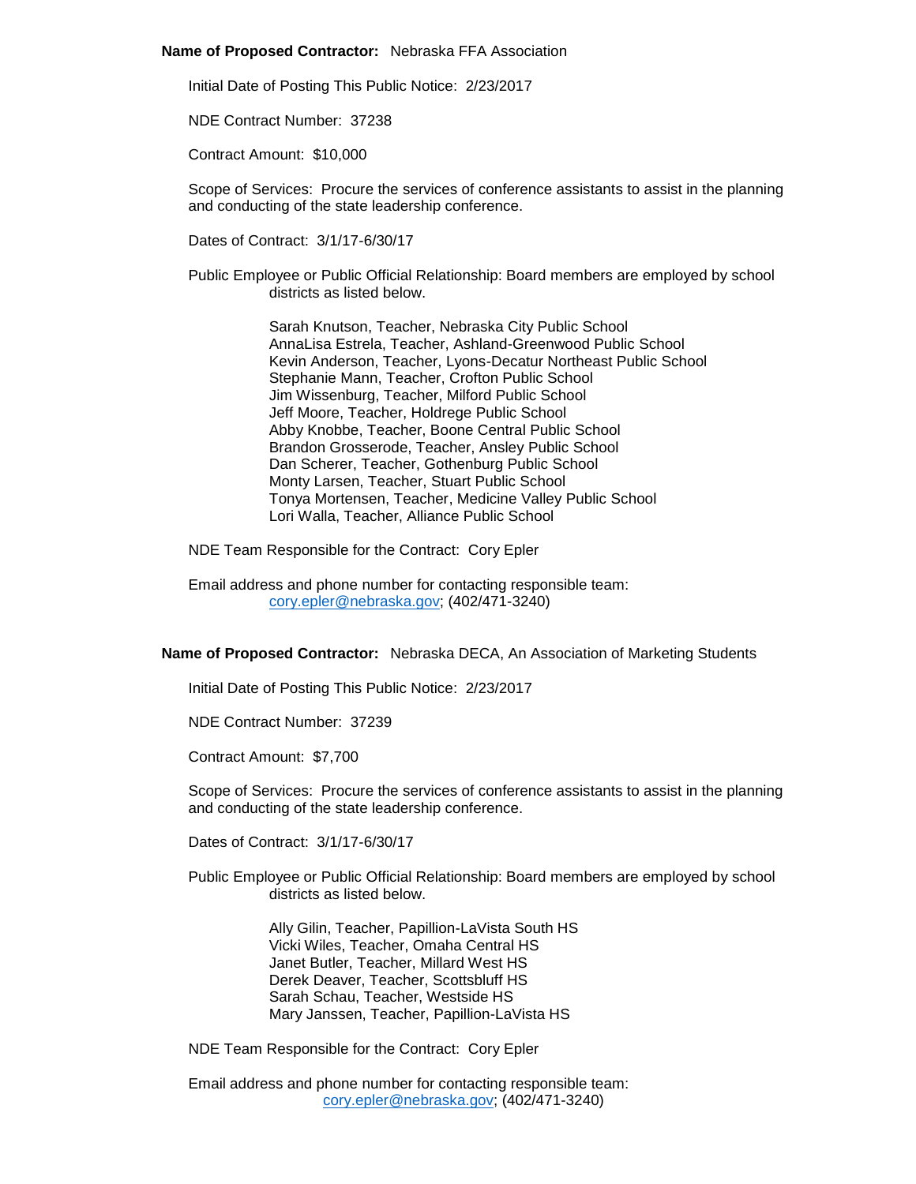**Name of Proposed Contractor:** Nebraska FFA Association

Initial Date of Posting This Public Notice: 2/23/2017

NDE Contract Number: 37238

Contract Amount: $10,000

Scope of Services: Procure the services of conference assistants to assist in the planning and conducting of the state leadership conference.

Dates of Contract: 3/1/17-6/30/17

Public Employee or Public Official Relationship: Board members are employed by school districts as listed below.

Sarah Knutson, Teacher, Nebraska City Public School
AnnaLisa Estrela, Teacher, Ashland-Greenwood Public School
Kevin Anderson, Teacher, Lyons-Decatur Northeast Public School
Stephanie Mann, Teacher, Crofton Public School
Jim Wissenburg, Teacher, Milford Public School
Jeff Moore, Teacher, Holdrege Public School
Abby Knobbe, Teacher, Boone Central Public School
Brandon Grosserode, Teacher, Ansley Public School
Dan Scherer, Teacher, Gothenburg Public School
Monty Larsen, Teacher, Stuart Public School
Tonya Mortensen, Teacher, Medicine Valley Public School
Lori Walla, Teacher, Alliance Public School

NDE Team Responsible for the Contract: Cory Epler

Email address and phone number for contacting responsible team:
cory.epler@nebraska.gov; (402/471-3240)

**Name of Proposed Contractor:** Nebraska DECA, An Association of Marketing Students

Initial Date of Posting This Public Notice: 2/23/2017

NDE Contract Number: 37239

Contract Amount: $7,700

Scope of Services: Procure the services of conference assistants to assist in the planning and conducting of the state leadership conference.

Dates of Contract: 3/1/17-6/30/17

Public Employee or Public Official Relationship: Board members are employed by school districts as listed below.

Ally Gilin, Teacher, Papillion-LaVista South HS
Vicki Wiles, Teacher, Omaha Central HS
Janet Butler, Teacher, Millard West HS
Derek Deaver, Teacher, Scottsbluff HS
Sarah Schau, Teacher, Westside HS
Mary Janssen, Teacher, Papillion-LaVista HS

NDE Team Responsible for the Contract: Cory Epler

Email address and phone number for contacting responsible team:
cory.epler@nebraska.gov; (402/471-3240)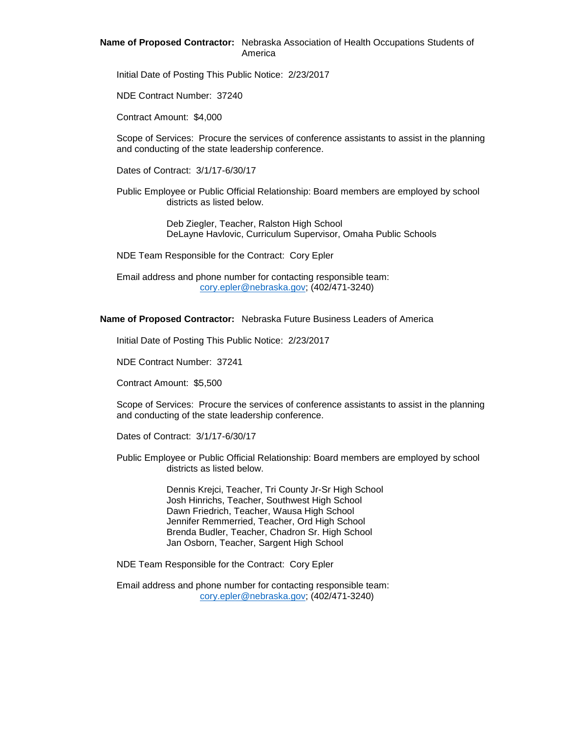**Name of Proposed Contractor:** Nebraska Association of Health Occupations Students of America

Initial Date of Posting This Public Notice: 2/23/2017

NDE Contract Number: 37240

Contract Amount: $4,000

Scope of Services: Procure the services of conference assistants to assist in the planning and conducting of the state leadership conference.

Dates of Contract: 3/1/17-6/30/17

Public Employee or Public Official Relationship: Board members are employed by school districts as listed below.

Deb Ziegler, Teacher, Ralston High School
DeLayne Havlovic, Curriculum Supervisor, Omaha Public Schools

NDE Team Responsible for the Contract: Cory Epler

Email address and phone number for contacting responsible team:
cory.epler@nebraska.gov; (402/471-3240)

**Name of Proposed Contractor:** Nebraska Future Business Leaders of America

Initial Date of Posting This Public Notice: 2/23/2017

NDE Contract Number: 37241

Contract Amount: $5,500

Scope of Services: Procure the services of conference assistants to assist in the planning and conducting of the state leadership conference.

Dates of Contract: 3/1/17-6/30/17

Public Employee or Public Official Relationship: Board members are employed by school districts as listed below.

Dennis Krejci, Teacher, Tri County Jr-Sr High School
Josh Hinrichs, Teacher, Southwest High School
Dawn Friedrich, Teacher, Wausa High School
Jennifer Remmerried, Teacher, Ord High School
Brenda Budler, Teacher, Chadron Sr. High School
Jan Osborn, Teacher, Sargent High School

NDE Team Responsible for the Contract: Cory Epler

Email address and phone number for contacting responsible team:
cory.epler@nebraska.gov; (402/471-3240)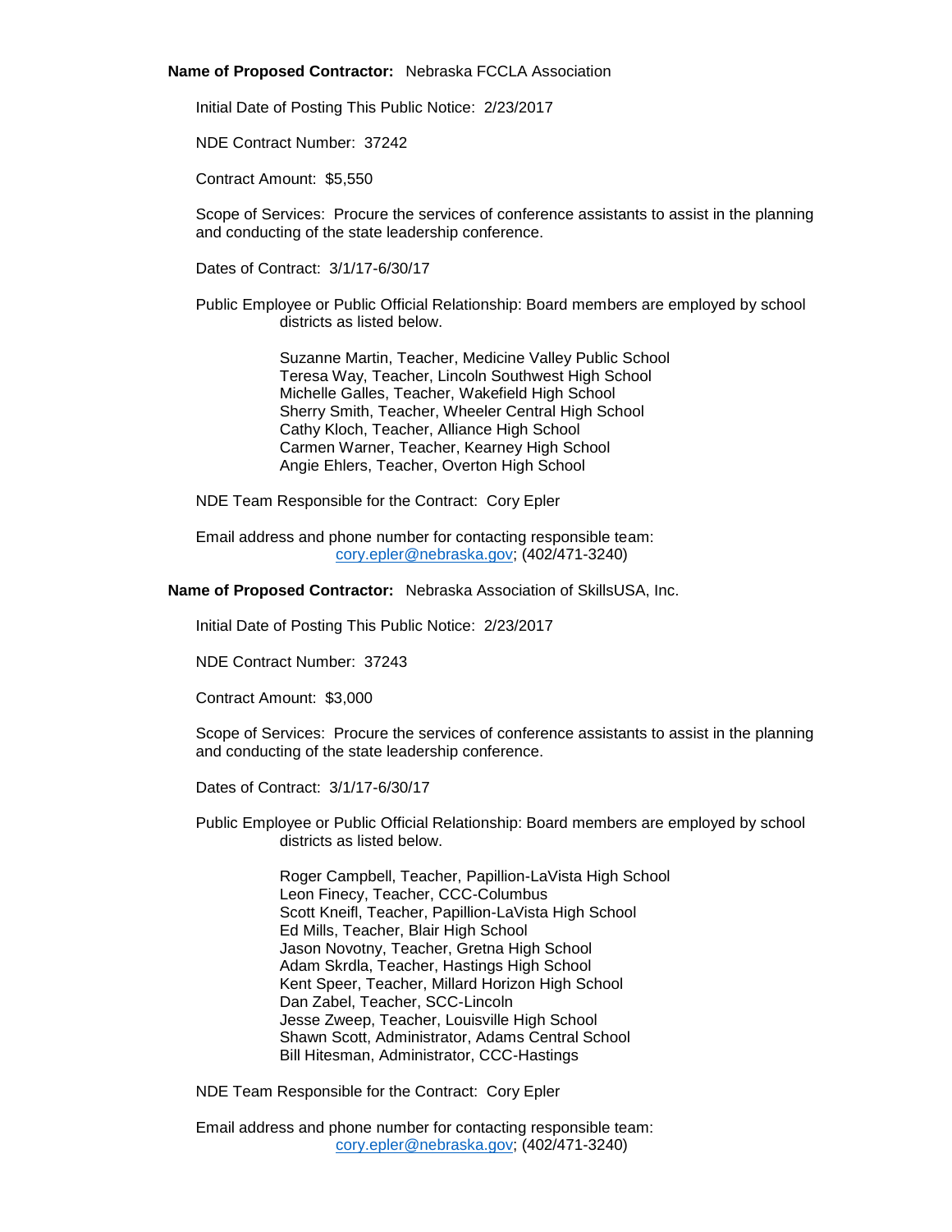**Name of Proposed Contractor:** Nebraska FCCLA Association

Initial Date of Posting This Public Notice: 2/23/2017

NDE Contract Number: 37242

Contract Amount: $5,550

Scope of Services: Procure the services of conference assistants to assist in the planning and conducting of the state leadership conference.

Dates of Contract: 3/1/17-6/30/17

Public Employee or Public Official Relationship: Board members are employed by school districts as listed below.

Suzanne Martin, Teacher, Medicine Valley Public School
Teresa Way, Teacher, Lincoln Southwest High School
Michelle Galles, Teacher, Wakefield High School
Sherry Smith, Teacher, Wheeler Central High School
Cathy Kloch, Teacher, Alliance High School
Carmen Warner, Teacher, Kearney High School
Angie Ehlers, Teacher, Overton High School

NDE Team Responsible for the Contract: Cory Epler

Email address and phone number for contacting responsible team:
cory.epler@nebraska.gov; (402/471-3240)

**Name of Proposed Contractor:** Nebraska Association of SkillsUSA, Inc.

Initial Date of Posting This Public Notice: 2/23/2017

NDE Contract Number: 37243

Contract Amount: $3,000

Scope of Services: Procure the services of conference assistants to assist in the planning and conducting of the state leadership conference.

Dates of Contract: 3/1/17-6/30/17

Public Employee or Public Official Relationship: Board members are employed by school districts as listed below.

Roger Campbell, Teacher, Papillion-LaVista High School
Leon Finecy, Teacher, CCC-Columbus
Scott Kneifl, Teacher, Papillion-LaVista High School
Ed Mills, Teacher, Blair High School
Jason Novotny, Teacher, Gretna High School
Adam Skrdla, Teacher, Hastings High School
Kent Speer, Teacher, Millard Horizon High School
Dan Zabel, Teacher, SCC-Lincoln
Jesse Zweep, Teacher, Louisville High School
Shawn Scott, Administrator, Adams Central School
Bill Hitesman, Administrator, CCC-Hastings

NDE Team Responsible for the Contract: Cory Epler

Email address and phone number for contacting responsible team:
cory.epler@nebraska.gov; (402/471-3240)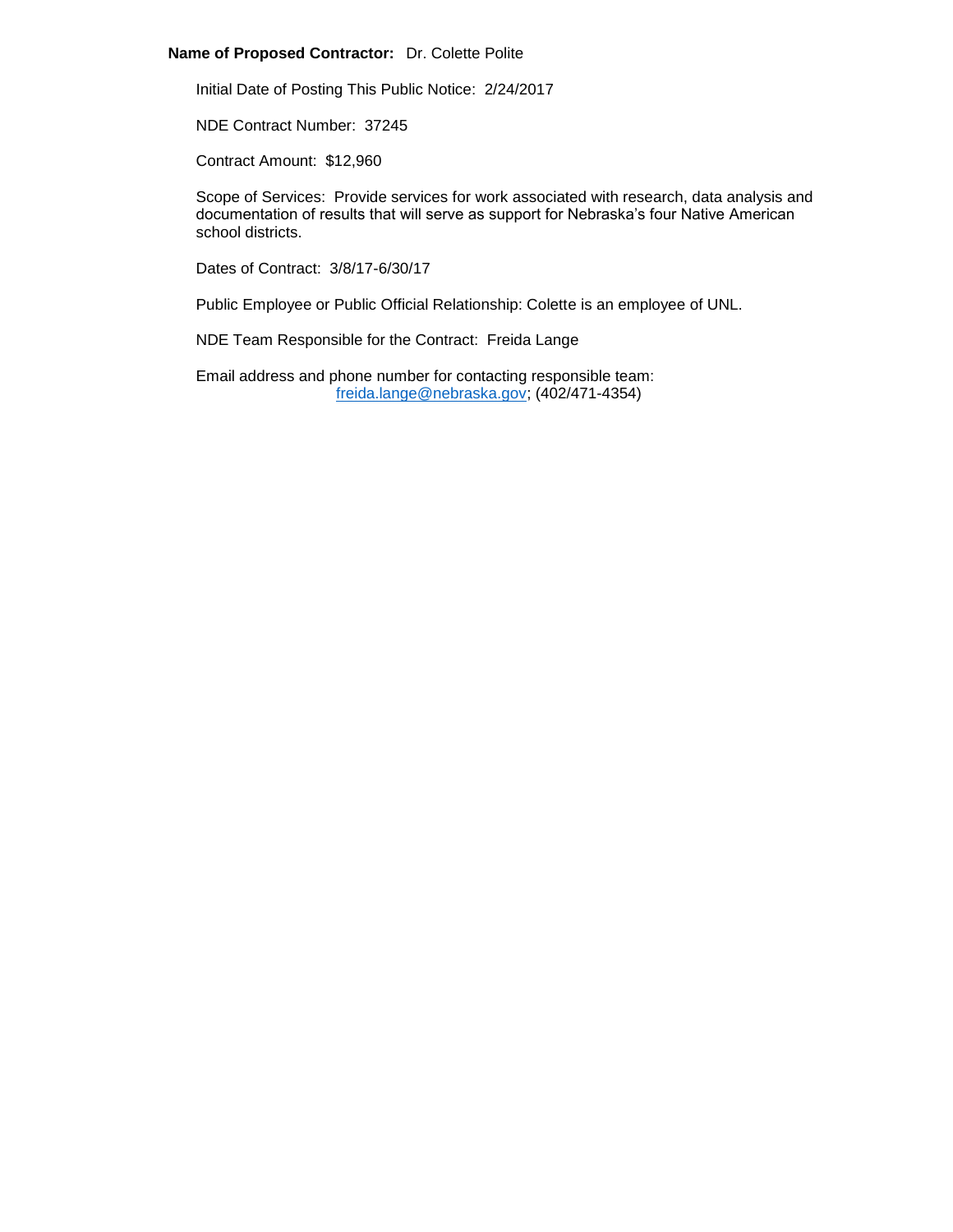**Name of Proposed Contractor:** Dr. Colette Polite

Initial Date of Posting This Public Notice: 2/24/2017

NDE Contract Number: 37245

Contract Amount: $12,960

Scope of Services: Provide services for work associated with research, data analysis and documentation of results that will serve as support for Nebraska's four Native American school districts.

Dates of Contract: 3/8/17-6/30/17

Public Employee or Public Official Relationship: Colette is an employee of UNL.

NDE Team Responsible for the Contract: Freida Lange

Email address and phone number for contacting responsible team:
freida.lange@nebraska.gov; (402/471-4354)